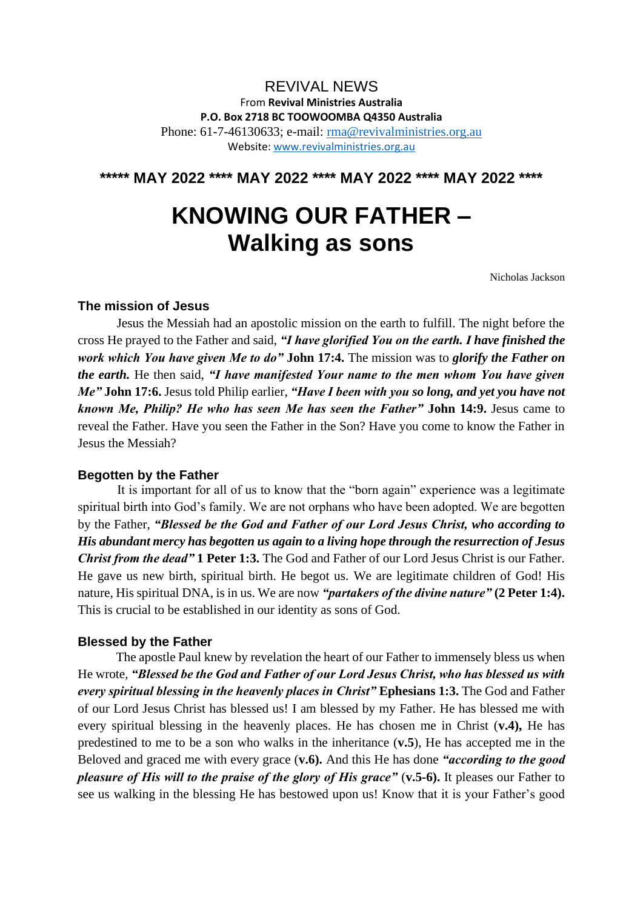REVIVAL NEWS

From **Revival Ministries Australia**

**P.O. Box 2718 BC TOOWOOMBA Q4350 Australia**

Phone: 61-7-46130633; e-mail: rma@revivalministries.org.au

Website: www.revivalministries.org.au

**\*\*\*\*\* MAY 2022 \*\*\*\* MAY 2022 \*\*\*\* MAY 2022 \*\*\*\* MAY 2022 \*\*\*\***

# KNOWING OUR FATHER – Walking as sons

Nicholas Jackson

### The mission of Jesus

Jesus the Messiah had an apostolic mission on the earth to fulfill. The night before the cross He prayed to the Father and said, ***"I have glorified You on the earth. I have finished the work which You have given Me to do"*** **John 17:4.** The mission was to ***glorify the Father on the earth.*** He then said, ***"I have manifested Your name to the men whom You have given Me"*** **John 17:6.** Jesus told Philip earlier, ***"Have I been with you so long, and yet you have not known Me, Philip? He who has seen Me has seen the Father"*** **John 14:9.** Jesus came to reveal the Father. Have you seen the Father in the Son? Have you come to know the Father in Jesus the Messiah?

### Begotten by the Father

It is important for all of us to know that the "born again" experience was a legitimate spiritual birth into God's family. We are not orphans who have been adopted. We are begotten by the Father, ***"Blessed be the God and Father of our Lord Jesus Christ, who according to His abundant mercy has begotten us again to a living hope through the resurrection of Jesus Christ from the dead"*** **1 Peter 1:3.** The God and Father of our Lord Jesus Christ is our Father. He gave us new birth, spiritual birth. He begot us. We are legitimate children of God! His nature, His spiritual DNA, is in us. We are now ***"partakers of the divine nature"*** **(2 Peter 1:4).** This is crucial to be established in our identity as sons of God.

### Blessed by the Father

The apostle Paul knew by revelation the heart of our Father to immensely bless us when He wrote, ***"Blessed be the God and Father of our Lord Jesus Christ, who has blessed us with every spiritual blessing in the heavenly places in Christ"*** **Ephesians 1:3.** The God and Father of our Lord Jesus Christ has blessed us! I am blessed by my Father. He has blessed me with every spiritual blessing in the heavenly places. He has chosen me in Christ (**v.4),** He has predestined to me to be a son who walks in the inheritance (**v.5**), He has accepted me in the Beloved and graced me with every grace (**v.6).** And this He has done ***"according to the good pleasure of His will to the praise of the glory of His grace"*** (**v.5-6).** It pleases our Father to see us walking in the blessing He has bestowed upon us! Know that it is your Father's good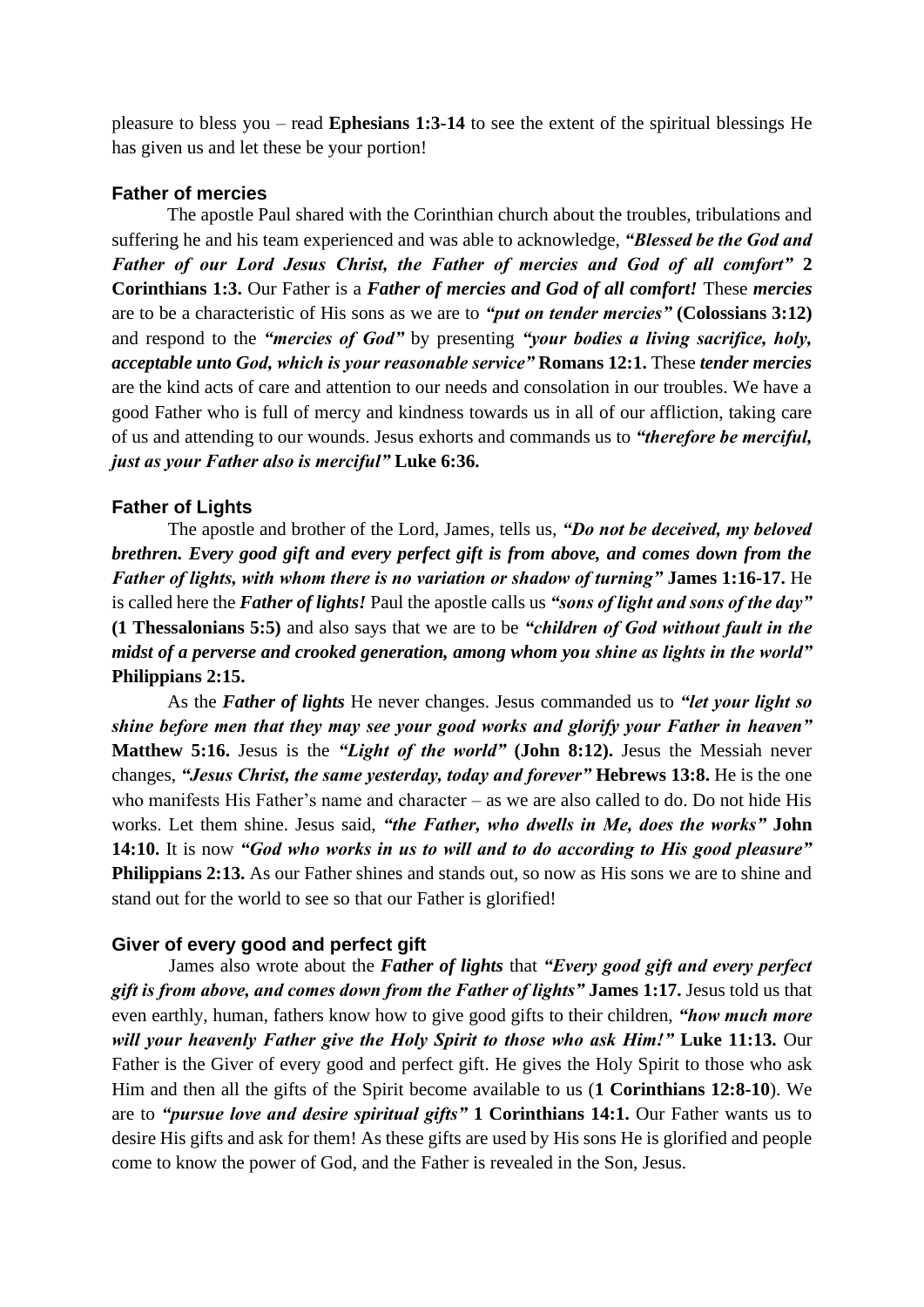pleasure to bless you – read **Ephesians 1:3-14** to see the extent of the spiritual blessings He has given us and let these be your portion!

### Father of mercies

The apostle Paul shared with the Corinthian church about the troubles, tribulations and suffering he and his team experienced and was able to acknowledge, ***"Blessed be the God and Father of our Lord Jesus Christ, the Father of mercies and God of all comfort"*** **2 Corinthians 1:3.** Our Father is a ***Father of mercies and God of all comfort!*** These ***mercies*** are to be a characteristic of His sons as we are to ***"put on tender mercies"*** **(Colossians 3:12)** and respond to the ***"mercies of God"*** by presenting ***"your bodies a living sacrifice, holy, acceptable unto God, which is your reasonable service"*** **Romans 12:1.** These ***tender mercies*** are the kind acts of care and attention to our needs and consolation in our troubles. We have a good Father who is full of mercy and kindness towards us in all of our affliction, taking care of us and attending to our wounds. Jesus exhorts and commands us to ***"therefore be merciful, just as your Father also is merciful"*** **Luke 6:36.**

### Father of Lights

The apostle and brother of the Lord, James, tells us, ***"Do not be deceived, my beloved brethren. Every good gift and every perfect gift is from above, and comes down from the Father of lights, with whom there is no variation or shadow of turning"*** **James 1:16-17.** He is called here the ***Father of lights!*** Paul the apostle calls us ***"sons of light and sons of the day"*** **(1 Thessalonians 5:5)** and also says that we are to be ***"children of God without fault in the midst of a perverse and crooked generation, among whom you shine as lights in the world"*** **Philippians 2:15.**

As the ***Father of lights*** He never changes. Jesus commanded us to ***"let your light so shine before men that they may see your good works and glorify your Father in heaven"*** **Matthew 5:16.** Jesus is the ***"Light of the world"*** **(John 8:12).** Jesus the Messiah never changes, ***"Jesus Christ, the same yesterday, today and forever"*** **Hebrews 13:8.** He is the one who manifests His Father's name and character – as we are also called to do. Do not hide His works. Let them shine. Jesus said, ***"the Father, who dwells in Me, does the works"*** **John 14:10.** It is now ***"God who works in us to will and to do according to His good pleasure"*** **Philippians 2:13.** As our Father shines and stands out, so now as His sons we are to shine and stand out for the world to see so that our Father is glorified!

### Giver of every good and perfect gift

James also wrote about the ***Father of lights*** that ***"Every good gift and every perfect gift is from above, and comes down from the Father of lights"*** **James 1:17.** Jesus told us that even earthly, human, fathers know how to give good gifts to their children, ***"how much more will your heavenly Father give the Holy Spirit to those who ask Him!"*** **Luke 11:13.** Our Father is the Giver of every good and perfect gift. He gives the Holy Spirit to those who ask Him and then all the gifts of the Spirit become available to us (**1 Corinthians 12:8-10**). We are to ***"pursue love and desire spiritual gifts"*** **1 Corinthians 14:1.** Our Father wants us to desire His gifts and ask for them! As these gifts are used by His sons He is glorified and people come to know the power of God, and the Father is revealed in the Son, Jesus.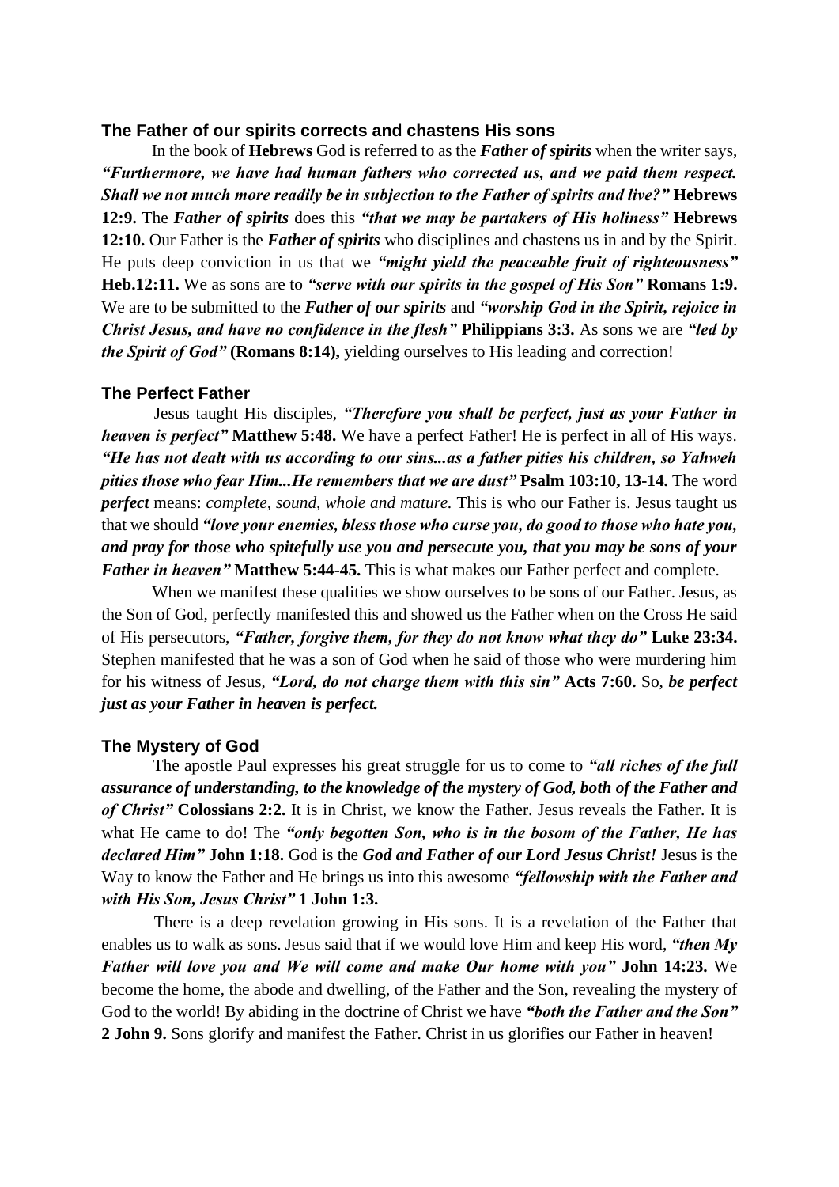## The Father of our spirits corrects and chastens His sons

In the book of **Hebrews** God is referred to as the ***Father of spirits*** when the writer says, ***"Furthermore, we have had human fathers who corrected us, and we paid them respect. Shall we not much more readily be in subjection to the Father of spirits and live?"*** **Hebrews 12:9.** The ***Father of spirits*** does this ***"that we may be partakers of His holiness"*** **Hebrews 12:10.** Our Father is the ***Father of spirits*** who disciplines and chastens us in and by the Spirit. He puts deep conviction in us that we ***"might yield the peaceable fruit of righteousness"*** **Heb.12:11.** We as sons are to ***"serve with our spirits in the gospel of His Son"*** **Romans 1:9.** We are to be submitted to the ***Father of our spirits*** and ***"worship God in the Spirit, rejoice in Christ Jesus, and have no confidence in the flesh"*** **Philippians 3:3.** As sons we are ***"led by the Spirit of God"*** **(Romans 8:14),** yielding ourselves to His leading and correction!

## The Perfect Father

Jesus taught His disciples, ***"Therefore you shall be perfect, just as your Father in heaven is perfect"*** **Matthew 5:48.** We have a perfect Father! He is perfect in all of His ways. ***"He has not dealt with us according to our sins...as a father pities his children, so Yahweh pities those who fear Him...He remembers that we are dust"*** **Psalm 103:10, 13-14.** The word ***perfect*** means: *complete, sound, whole and mature.* This is who our Father is. Jesus taught us that we should ***"love your enemies, bless those who curse you, do good to those who hate you, and pray for those who spitefully use you and persecute you, that you may be sons of your Father in heaven"*** **Matthew 5:44-45.** This is what makes our Father perfect and complete.

When we manifest these qualities we show ourselves to be sons of our Father. Jesus, as the Son of God, perfectly manifested this and showed us the Father when on the Cross He said of His persecutors, ***"Father, forgive them, for they do not know what they do"*** **Luke 23:34.** Stephen manifested that he was a son of God when he said of those who were murdering him for his witness of Jesus, ***"Lord, do not charge them with this sin"*** **Acts 7:60.** So, ***be perfect just as your Father in heaven is perfect.***

## The Mystery of God

The apostle Paul expresses his great struggle for us to come to ***"all riches of the full assurance of understanding, to the knowledge of the mystery of God, both of the Father and of Christ"*** **Colossians 2:2.** It is in Christ, we know the Father. Jesus reveals the Father. It is what He came to do! The ***"only begotten Son, who is in the bosom of the Father, He has declared Him"*** **John 1:18.** God is the ***God and Father of our Lord Jesus Christ!*** Jesus is the Way to know the Father and He brings us into this awesome ***"fellowship with the Father and with His Son, Jesus Christ"*** **1 John 1:3.**

There is a deep revelation growing in His sons. It is a revelation of the Father that enables us to walk as sons. Jesus said that if we would love Him and keep His word, ***"then My Father will love you and We will come and make Our home with you"*** **John 14:23.** We become the home, the abode and dwelling, of the Father and the Son, revealing the mystery of God to the world! By abiding in the doctrine of Christ we have ***"both the Father and the Son"*** **2 John 9.** Sons glorify and manifest the Father. Christ in us glorifies our Father in heaven!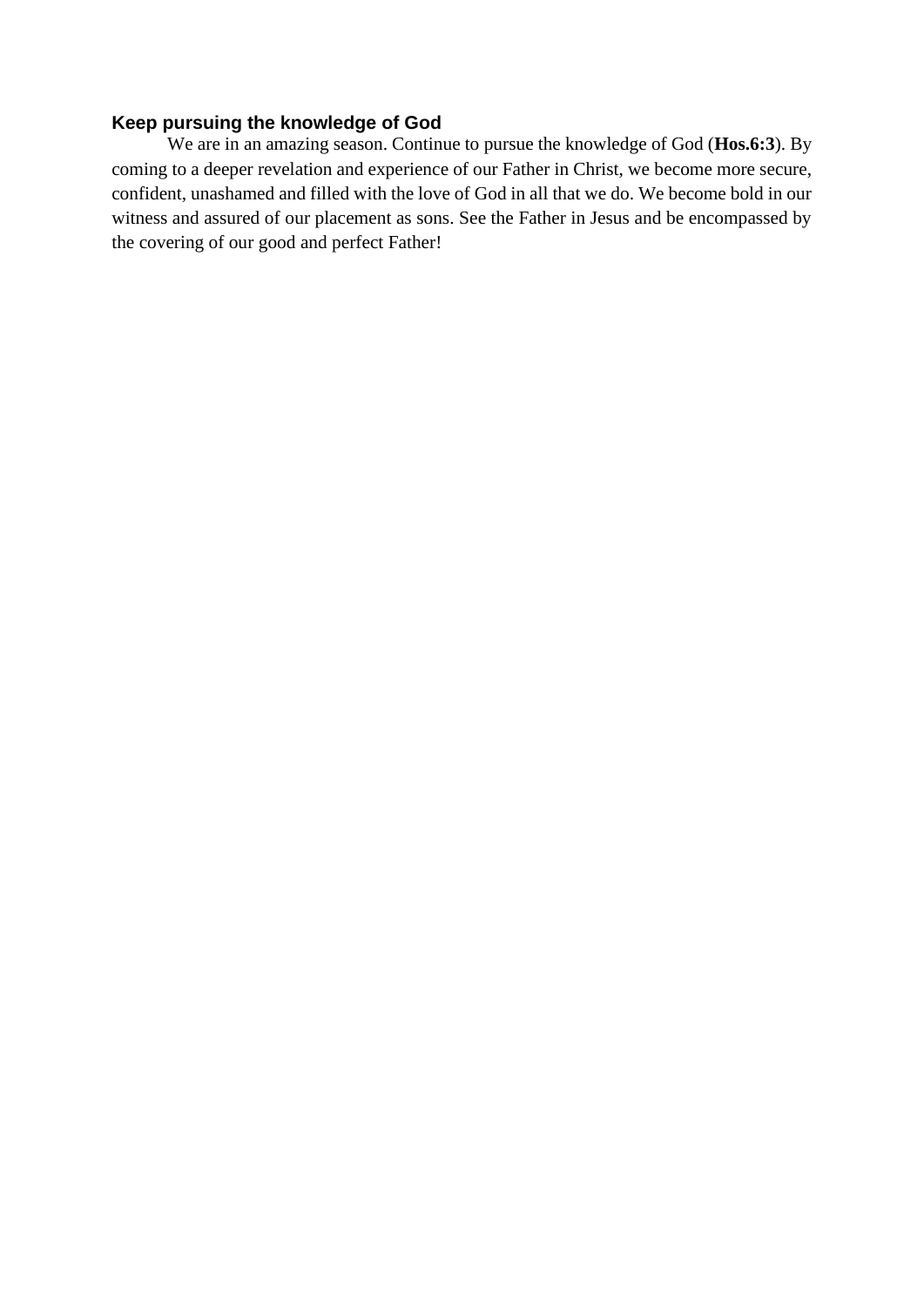### Keep pursuing the knowledge of God

We are in an amazing season. Continue to pursue the knowledge of God (**Hos.6:3**). By coming to a deeper revelation and experience of our Father in Christ, we become more secure, confident, unashamed and filled with the love of God in all that we do. We become bold in our witness and assured of our placement as sons. See the Father in Jesus and be encompassed by the covering of our good and perfect Father!